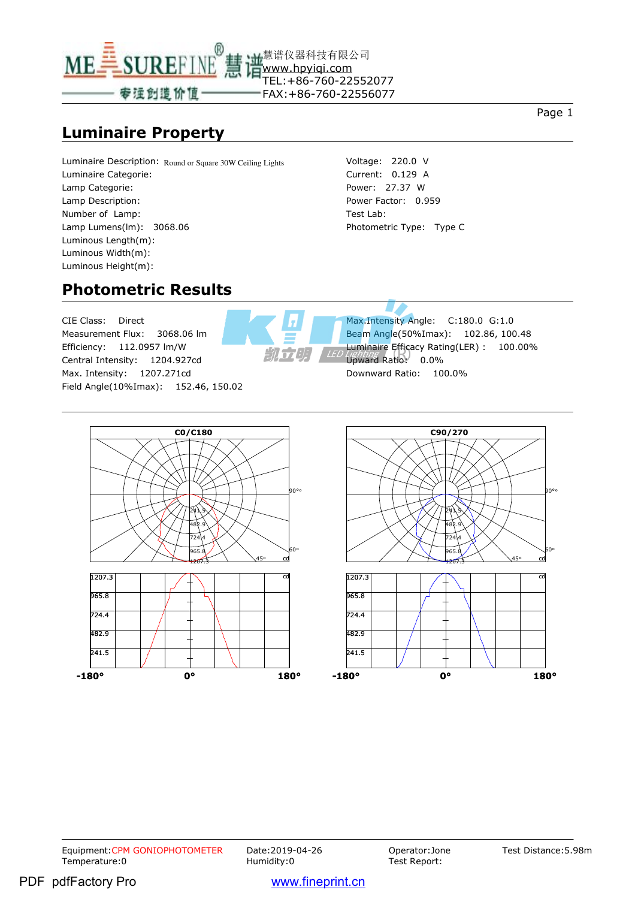MEASUREFINE® 慧谱 慧谱仪器科技有限公司
专注创造价值
www.hpyiqi.com
TEL:+86-760-22552077
FAX:+86-760-22556077

## Luminaire Property

Luminaire Description: Round or Square 30W Ceiling Lights
Luminaire Categorie:
Lamp Categorie:
Lamp Description:
Number of Lamp:
Lamp Lumens(lm): 3068.06
Luminous Length(m):
Luminous Width(m):
Luminous Height(m):

Voltage: 220.0 V
Current: 0.129 A
Power: 27.37 W
Power Factor: 0.959
Test Lab:
Photometric Type: Type C

## Photometric Results

CIE Class: Direct
Measurement Flux: 3068.06 lm
Efficiency: 112.0957 lm/W
Central Intensity: 1204.927cd
Max. Intensity: 1207.271cd
Field Angle(10%Imax): 152.46, 150.02

Max.Intensity Angle: C:180.0 G:1.0
Beam Angle(50%Imax): 102.86, 100.48
Luminaire Efficacy Rating(LER) : 100.00%
Upward Ratio: 0.0%
Downward Ratio: 100.0%

C0/C180

C90/270

Equipment:CPM GONIOPHOTOMETER
Temperature:0

Date:2019-04-26
Humidity:0

Operator:Jone
Test Report:

Test Distance:5.98m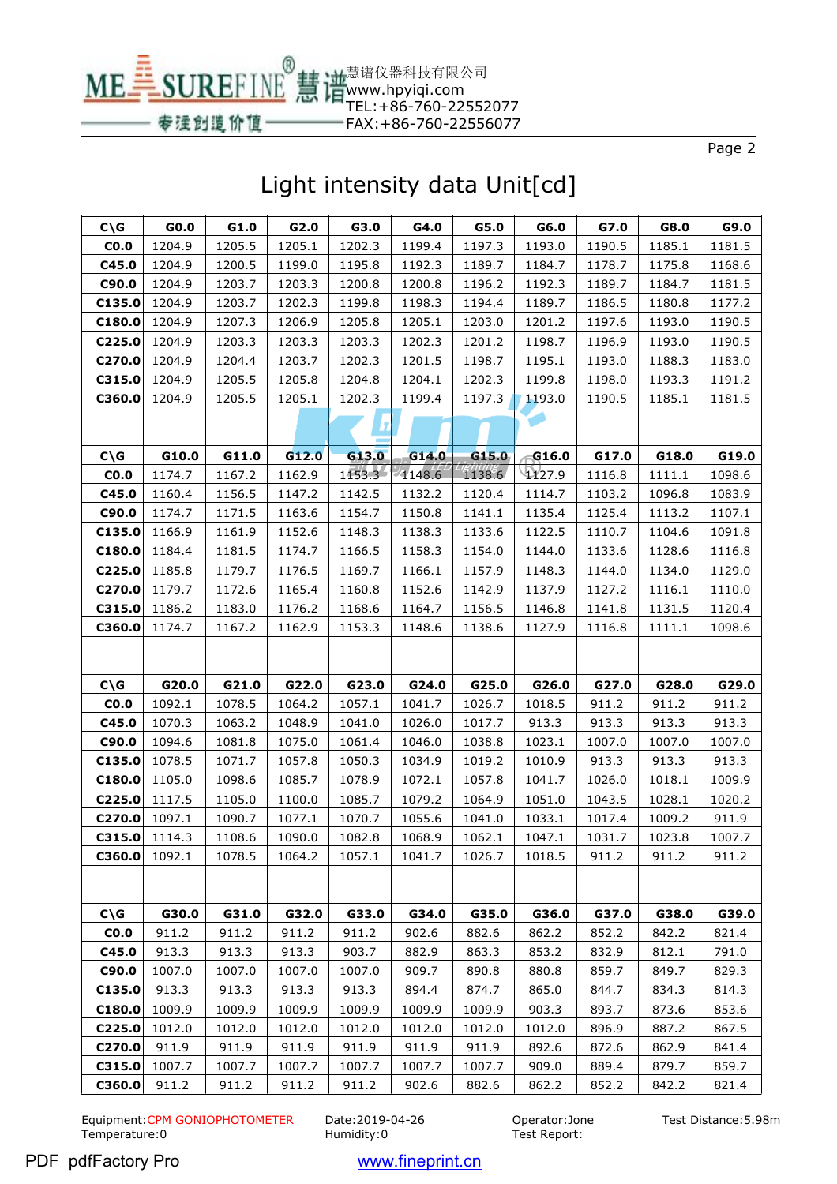# Light intensity data Unit[cd]

| C\G | G0.0 | G1.0 | G2.0 | G3.0 | G4.0 | G5.0 | G6.0 | G7.0 | G8.0 | G9.0 |
|---|---|---|---|---|---|---|---|---|---|---|
| C0.0 | 1204.9 | 1205.5 | 1205.1 | 1202.3 | 1199.4 | 1197.3 | 1193.0 | 1190.5 | 1185.1 | 1181.5 |
| C45.0 | 1204.9 | 1200.5 | 1199.0 | 1195.8 | 1192.3 | 1189.7 | 1184.7 | 1178.7 | 1175.8 | 1168.6 |
| C90.0 | 1204.9 | 1203.7 | 1203.3 | 1200.8 | 1200.8 | 1196.2 | 1192.3 | 1189.7 | 1184.7 | 1181.5 |
| C135.0 | 1204.9 | 1203.7 | 1202.3 | 1199.8 | 1198.3 | 1194.4 | 1189.7 | 1186.5 | 1180.8 | 1177.2 |
| C180.0 | 1204.9 | 1207.3 | 1206.9 | 1205.8 | 1205.1 | 1203.0 | 1201.2 | 1197.6 | 1193.0 | 1190.5 |
| C225.0 | 1204.9 | 1203.3 | 1203.3 | 1203.3 | 1202.3 | 1201.2 | 1198.7 | 1196.9 | 1193.0 | 1190.5 |
| C270.0 | 1204.9 | 1204.4 | 1203.7 | 1202.3 | 1201.5 | 1198.7 | 1195.1 | 1193.0 | 1188.3 | 1183.0 |
| C315.0 | 1204.9 | 1205.5 | 1205.8 | 1204.8 | 1204.1 | 1202.3 | 1199.8 | 1198.0 | 1193.3 | 1191.2 |
| C360.0 | 1204.9 | 1205.5 | 1205.1 | 1202.3 | 1199.4 | 1197.3 | 1193.0 | 1190.5 | 1185.1 | 1181.5 |
| | | | | | | | | | | |
| C\G | G10.0 | G11.0 | G12.0 | G13.0 | G14.0 | G15.0 | G16.0 | G17.0 | G18.0 | G19.0 |
| C0.0 | 1174.7 | 1167.2 | 1162.9 | 1153.3 | 1148.6 | 1138.6 | 1127.9 | 1116.8 | 1111.1 | 1098.6 |
| C45.0 | 1160.4 | 1156.5 | 1147.2 | 1142.5 | 1132.2 | 1120.4 | 1114.7 | 1103.2 | 1096.8 | 1083.9 |
| C90.0 | 1174.7 | 1171.5 | 1163.6 | 1154.7 | 1150.8 | 1141.1 | 1135.4 | 1125.4 | 1113.2 | 1107.1 |
| C135.0 | 1166.9 | 1161.9 | 1152.6 | 1148.3 | 1138.3 | 1133.6 | 1122.5 | 1110.7 | 1104.6 | 1091.8 |
| C180.0 | 1184.4 | 1181.5 | 1174.7 | 1166.5 | 1158.3 | 1154.0 | 1144.0 | 1133.6 | 1128.6 | 1116.8 |
| C225.0 | 1185.8 | 1179.7 | 1176.5 | 1169.7 | 1166.1 | 1157.9 | 1148.3 | 1144.0 | 1134.0 | 1129.0 |
| C270.0 | 1179.7 | 1172.6 | 1165.4 | 1160.8 | 1152.6 | 1142.9 | 1137.9 | 1127.2 | 1116.1 | 1110.0 |
| C315.0 | 1186.2 | 1183.0 | 1176.2 | 1168.6 | 1164.7 | 1156.5 | 1146.8 | 1141.8 | 1131.5 | 1120.4 |
| C360.0 | 1174.7 | 1167.2 | 1162.9 | 1153.3 | 1148.6 | 1138.6 | 1127.9 | 1116.8 | 1111.1 | 1098.6 |
| | | | | | | | | | | |
| C\G | G20.0 | G21.0 | G22.0 | G23.0 | G24.0 | G25.0 | G26.0 | G27.0 | G28.0 | G29.0 |
| C0.0 | 1092.1 | 1078.5 | 1064.2 | 1057.1 | 1041.7 | 1026.7 | 1018.5 | 911.2 | 911.2 | 911.2 |
| C45.0 | 1070.3 | 1063.2 | 1048.9 | 1041.0 | 1026.0 | 1017.7 | 913.3 | 913.3 | 913.3 | 913.3 |
| C90.0 | 1094.6 | 1081.8 | 1075.0 | 1061.4 | 1046.0 | 1038.8 | 1023.1 | 1007.0 | 1007.0 | 1007.0 |
| C135.0 | 1078.5 | 1071.7 | 1057.8 | 1050.3 | 1034.9 | 1019.2 | 1010.9 | 913.3 | 913.3 | 913.3 |
| C180.0 | 1105.0 | 1098.6 | 1085.7 | 1078.9 | 1072.1 | 1057.8 | 1041.7 | 1026.0 | 1018.1 | 1009.9 |
| C225.0 | 1117.5 | 1105.0 | 1100.0 | 1085.7 | 1079.2 | 1064.9 | 1051.0 | 1043.5 | 1028.1 | 1020.2 |
| C270.0 | 1097.1 | 1090.7 | 1077.1 | 1070.7 | 1055.6 | 1041.0 | 1033.1 | 1017.4 | 1009.2 | 911.9 |
| C315.0 | 1114.3 | 1108.6 | 1090.0 | 1082.8 | 1068.9 | 1062.1 | 1047.1 | 1031.7 | 1023.8 | 1007.7 |
| C360.0 | 1092.1 | 1078.5 | 1064.2 | 1057.1 | 1041.7 | 1026.7 | 1018.5 | 911.2 | 911.2 | 911.2 |
| | | | | | | | | | | |
| C\G | G30.0 | G31.0 | G32.0 | G33.0 | G34.0 | G35.0 | G36.0 | G37.0 | G38.0 | G39.0 |
| C0.0 | 911.2 | 911.2 | 911.2 | 911.2 | 902.6 | 882.6 | 862.2 | 852.2 | 842.2 | 821.4 |
| C45.0 | 913.3 | 913.3 | 913.3 | 903.7 | 882.9 | 863.3 | 853.2 | 832.9 | 812.1 | 791.0 |
| C90.0 | 1007.0 | 1007.0 | 1007.0 | 1007.0 | 909.7 | 890.8 | 880.8 | 859.7 | 849.7 | 829.3 |
| C135.0 | 913.3 | 913.3 | 913.3 | 913.3 | 894.4 | 874.7 | 865.0 | 844.7 | 834.3 | 814.3 |
| C180.0 | 1009.9 | 1009.9 | 1009.9 | 1009.9 | 1009.9 | 1009.9 | 903.3 | 893.7 | 873.6 | 853.6 |
| C225.0 | 1012.0 | 1012.0 | 1012.0 | 1012.0 | 1012.0 | 1012.0 | 1012.0 | 896.9 | 887.2 | 867.5 |
| C270.0 | 911.9 | 911.9 | 911.9 | 911.9 | 911.9 | 911.9 | 892.6 | 872.6 | 862.9 | 841.4 |
| C315.0 | 1007.7 | 1007.7 | 1007.7 | 1007.7 | 1007.7 | 1007.7 | 909.0 | 889.4 | 879.7 | 859.7 |
| C360.0 | 911.2 | 911.2 | 911.2 | 911.2 | 902.6 | 882.6 | 862.2 | 852.2 | 842.2 | 821.4 |

Equipment:CPM GONIOPHOTOMETER　Date:2019-04-26　Operator:Jone　Test Distance:5.98m
Temperature:0　Humidity:0　Test Report: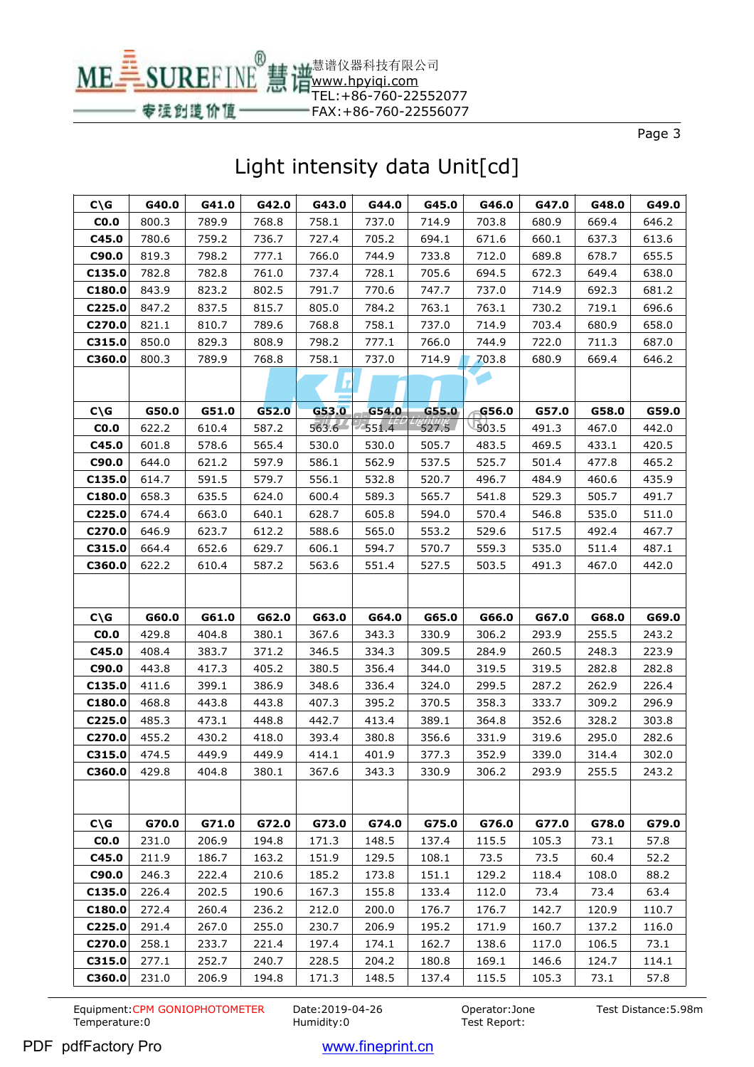慧谱仪器科技有限公司
www.hpyiqi.com
TEL:+86-760-22552077
FAX:+86-760-22556077

# Light intensity data Unit[cd]

| C\G | G40.0 | G41.0 | G42.0 | G43.0 | G44.0 | G45.0 | G46.0 | G47.0 | G48.0 | G49.0 |
|---|---|---|---|---|---|---|---|---|---|---|
| C0.0 | 800.3 | 789.9 | 768.8 | 758.1 | 737.0 | 714.9 | 703.8 | 680.9 | 669.4 | 646.2 |
| C45.0 | 780.6 | 759.2 | 736.7 | 727.4 | 705.2 | 694.1 | 671.6 | 660.1 | 637.3 | 613.6 |
| C90.0 | 819.3 | 798.2 | 777.1 | 766.0 | 744.9 | 733.8 | 712.0 | 689.8 | 678.7 | 655.5 |
| C135.0 | 782.8 | 782.8 | 761.0 | 737.4 | 728.1 | 705.6 | 694.5 | 672.3 | 649.4 | 638.0 |
| C180.0 | 843.9 | 823.2 | 802.5 | 791.7 | 770.6 | 747.7 | 737.0 | 714.9 | 692.3 | 681.2 |
| C225.0 | 847.2 | 837.5 | 815.7 | 805.0 | 784.2 | 763.1 | 763.1 | 730.2 | 719.1 | 696.6 |
| C270.0 | 821.1 | 810.7 | 789.6 | 768.8 | 758.1 | 737.0 | 714.9 | 703.4 | 680.9 | 658.0 |
| C315.0 | 850.0 | 829.3 | 808.9 | 798.2 | 777.1 | 766.0 | 744.9 | 722.0 | 711.3 | 687.0 |
| C360.0 | 800.3 | 789.9 | 768.8 | 758.1 | 737.0 | 714.9 | 703.8 | 680.9 | 669.4 | 646.2 |

| C\G | G50.0 | G51.0 | G52.0 | G53.0 | G54.0 | G55.0 | G56.0 | G57.0 | G58.0 | G59.0 |
|---|---|---|---|---|---|---|---|---|---|---|
| C0.0 | 622.2 | 610.4 | 587.2 | 563.6 | 551.4 | 527.5 | 503.5 | 491.3 | 467.0 | 442.0 |
| C45.0 | 601.8 | 578.6 | 565.4 | 530.0 | 530.0 | 505.7 | 483.5 | 469.5 | 433.1 | 420.5 |
| C90.0 | 644.0 | 621.2 | 597.9 | 586.1 | 562.9 | 537.5 | 525.7 | 501.4 | 477.8 | 465.2 |
| C135.0 | 614.7 | 591.5 | 579.7 | 556.1 | 532.8 | 520.7 | 496.7 | 484.9 | 460.6 | 435.9 |
| C180.0 | 658.3 | 635.5 | 624.0 | 600.4 | 589.3 | 565.7 | 541.8 | 529.3 | 505.7 | 491.7 |
| C225.0 | 674.4 | 663.0 | 640.1 | 628.7 | 605.8 | 594.0 | 570.4 | 546.8 | 535.0 | 511.0 |
| C270.0 | 646.9 | 623.7 | 612.2 | 588.6 | 565.0 | 553.2 | 529.6 | 517.5 | 492.4 | 467.7 |
| C315.0 | 664.4 | 652.6 | 629.7 | 606.1 | 594.7 | 570.7 | 559.3 | 535.0 | 511.4 | 487.1 |
| C360.0 | 622.2 | 610.4 | 587.2 | 563.6 | 551.4 | 527.5 | 503.5 | 491.3 | 467.0 | 442.0 |

| C\G | G60.0 | G61.0 | G62.0 | G63.0 | G64.0 | G65.0 | G66.0 | G67.0 | G68.0 | G69.0 |
|---|---|---|---|---|---|---|---|---|---|---|
| C0.0 | 429.8 | 404.8 | 380.1 | 367.6 | 343.3 | 330.9 | 306.2 | 293.9 | 255.5 | 243.2 |
| C45.0 | 408.4 | 383.7 | 371.2 | 346.5 | 334.3 | 309.5 | 284.9 | 260.5 | 248.3 | 223.9 |
| C90.0 | 443.8 | 417.3 | 405.2 | 380.5 | 356.4 | 344.0 | 319.5 | 319.5 | 282.8 | 282.8 |
| C135.0 | 411.6 | 399.1 | 386.9 | 348.6 | 336.4 | 324.0 | 299.5 | 287.2 | 262.9 | 226.4 |
| C180.0 | 468.8 | 443.8 | 443.8 | 407.3 | 395.2 | 370.5 | 358.3 | 333.7 | 309.2 | 296.9 |
| C225.0 | 485.3 | 473.1 | 448.8 | 442.7 | 413.4 | 389.1 | 364.8 | 352.6 | 328.2 | 303.8 |
| C270.0 | 455.2 | 430.2 | 418.0 | 393.4 | 380.8 | 356.6 | 331.9 | 319.6 | 295.0 | 282.6 |
| C315.0 | 474.5 | 449.9 | 449.9 | 414.1 | 401.9 | 377.3 | 352.9 | 339.0 | 314.4 | 302.0 |
| C360.0 | 429.8 | 404.8 | 380.1 | 367.6 | 343.3 | 330.9 | 306.2 | 293.9 | 255.5 | 243.2 |

| C\G | G70.0 | G71.0 | G72.0 | G73.0 | G74.0 | G75.0 | G76.0 | G77.0 | G78.0 | G79.0 |
|---|---|---|---|---|---|---|---|---|---|---|
| C0.0 | 231.0 | 206.9 | 194.8 | 171.3 | 148.5 | 137.4 | 115.5 | 105.3 | 73.1 | 57.8 |
| C45.0 | 211.9 | 186.7 | 163.2 | 151.9 | 129.5 | 108.1 | 73.5 | 73.5 | 60.4 | 52.2 |
| C90.0 | 246.3 | 222.4 | 210.6 | 185.2 | 173.8 | 151.1 | 129.2 | 118.4 | 108.0 | 88.2 |
| C135.0 | 226.4 | 202.5 | 190.6 | 167.3 | 155.8 | 133.4 | 112.0 | 73.4 | 73.4 | 63.4 |
| C180.0 | 272.4 | 260.4 | 236.2 | 212.0 | 200.0 | 176.7 | 176.7 | 142.7 | 120.9 | 110.7 |
| C225.0 | 291.4 | 267.0 | 255.0 | 230.7 | 206.9 | 195.2 | 171.9 | 160.7 | 137.2 | 116.0 |
| C270.0 | 258.1 | 233.7 | 221.4 | 197.4 | 174.1 | 162.7 | 138.6 | 117.0 | 106.5 | 73.1 |
| C315.0 | 277.1 | 252.7 | 240.7 | 228.5 | 204.2 | 180.8 | 169.1 | 146.6 | 124.7 | 114.1 |
| C360.0 | 231.0 | 206.9 | 194.8 | 171.3 | 148.5 | 137.4 | 115.5 | 105.3 | 73.1 | 57.8 |

Equipment:CPM GONIOPHOTOMETER　Date:2019-04-26　Operator:Jone　Test Distance:5.98m
Temperature:0　Humidity:0　Test Report: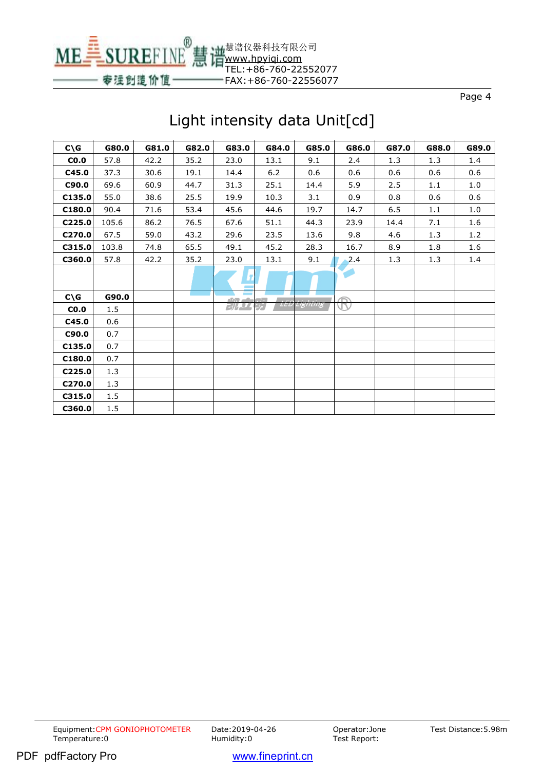# Light intensity data Unit[cd]

| C\G | G80.0 | G81.0 | G82.0 | G83.0 | G84.0 | G85.0 | G86.0 | G87.0 | G88.0 | G89.0 |
|---|---|---|---|---|---|---|---|---|---|---|
| C0.0 | 57.8 | 42.2 | 35.2 | 23.0 | 13.1 | 9.1 | 2.4 | 1.3 | 1.3 | 1.4 |
| C45.0 | 37.3 | 30.6 | 19.1 | 14.4 | 6.2 | 0.6 | 0.6 | 0.6 | 0.6 | 0.6 |
| C90.0 | 69.6 | 60.9 | 44.7 | 31.3 | 25.1 | 14.4 | 5.9 | 2.5 | 1.1 | 1.0 |
| C135.0 | 55.0 | 38.6 | 25.5 | 19.9 | 10.3 | 3.1 | 0.9 | 0.8 | 0.6 | 0.6 |
| C180.0 | 90.4 | 71.6 | 53.4 | 45.6 | 44.6 | 19.7 | 14.7 | 6.5 | 1.1 | 1.0 |
| C225.0 | 105.6 | 86.2 | 76.5 | 67.6 | 51.1 | 44.3 | 23.9 | 14.4 | 7.1 | 1.6 |
| C270.0 | 67.5 | 59.0 | 43.2 | 29.6 | 23.5 | 13.6 | 9.8 | 4.6 | 1.3 | 1.2 |
| C315.0 | 103.8 | 74.8 | 65.5 | 49.1 | 45.2 | 28.3 | 16.7 | 8.9 | 1.8 | 1.6 |
| C360.0 | 57.8 | 42.2 | 35.2 | 23.0 | 13.1 | 9.1 | 2.4 | 1.3 | 1.3 | 1.4 |

| C\G | G90.0 |
|---|---|
| C0.0 | 1.5 |
| C45.0 | 0.6 |
| C90.0 | 0.7 |
| C135.0 | 0.7 |
| C180.0 | 0.7 |
| C225.0 | 1.3 |
| C270.0 | 1.3 |
| C315.0 | 1.5 |
| C360.0 | 1.5 |

Equipment:CPM GONIOPHOTOMETER Date:2019-04-26 Operator:Jone Test Distance:5.98m
Temperature:0 Humidity:0 Test Report: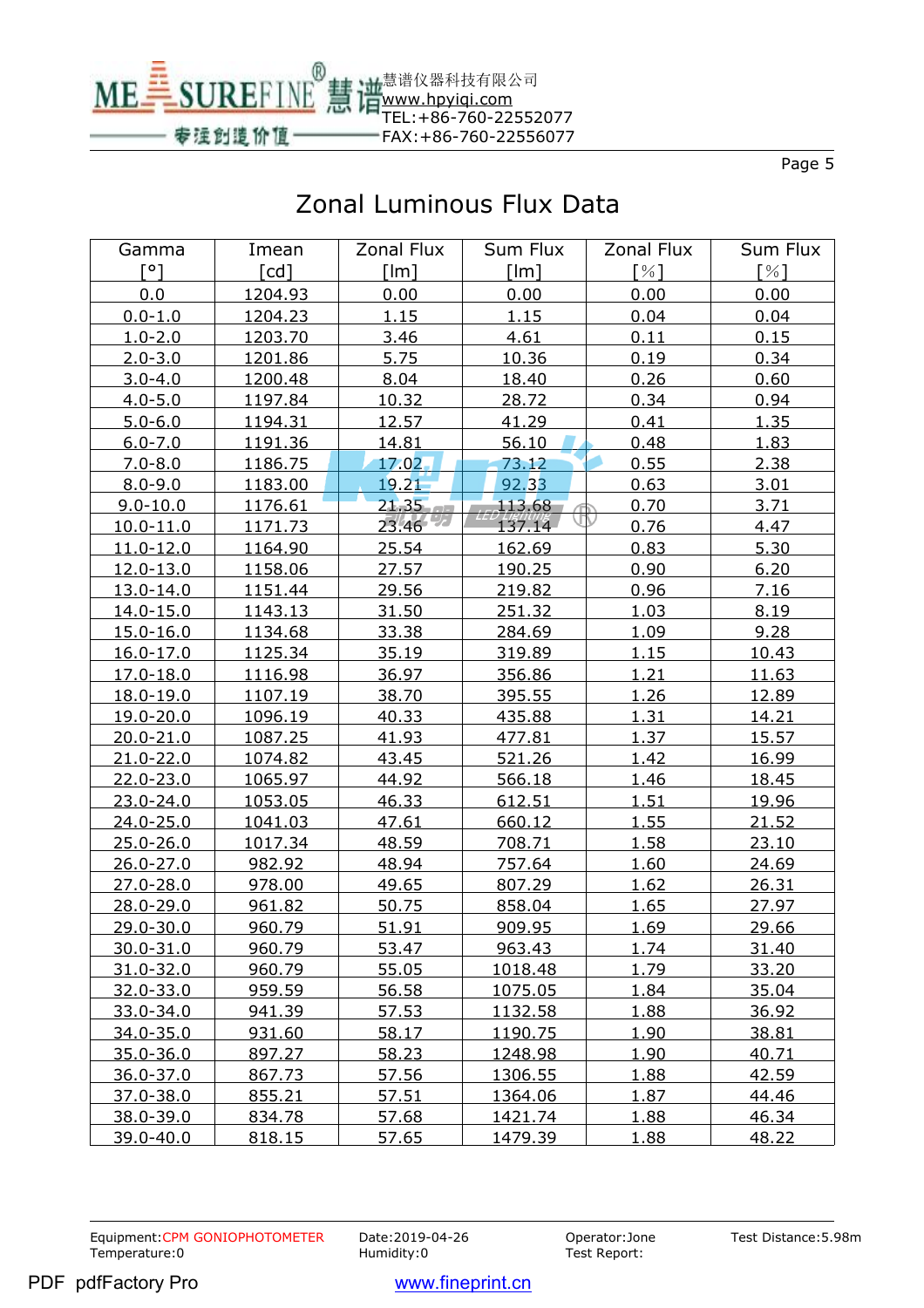# Zonal Luminous Flux Data

| Gamma [°] | Imean [cd] | Zonal Flux [lm] | Sum Flux [lm] | Zonal Flux [%] | Sum Flux [%] |
|---|---|---|---|---|---|
| 0.0 | 1204.93 | 0.00 | 0.00 | 0.00 | 0.00 |
| 0.0-1.0 | 1204.23 | 1.15 | 1.15 | 0.04 | 0.04 |
| 1.0-2.0 | 1203.70 | 3.46 | 4.61 | 0.11 | 0.15 |
| 2.0-3.0 | 1201.86 | 5.75 | 10.36 | 0.19 | 0.34 |
| 3.0-4.0 | 1200.48 | 8.04 | 18.40 | 0.26 | 0.60 |
| 4.0-5.0 | 1197.84 | 10.32 | 28.72 | 0.34 | 0.94 |
| 5.0-6.0 | 1194.31 | 12.57 | 41.29 | 0.41 | 1.35 |
| 6.0-7.0 | 1191.36 | 14.81 | 56.10 | 0.48 | 1.83 |
| 7.0-8.0 | 1186.75 | 17.02 | 73.12 | 0.55 | 2.38 |
| 8.0-9.0 | 1183.00 | 19.21 | 92.33 | 0.63 | 3.01 |
| 9.0-10.0 | 1176.61 | 21.35 | 113.68 | 0.70 | 3.71 |
| 10.0-11.0 | 1171.73 | 23.46 | 137.14 | 0.76 | 4.47 |
| 11.0-12.0 | 1164.90 | 25.54 | 162.69 | 0.83 | 5.30 |
| 12.0-13.0 | 1158.06 | 27.57 | 190.25 | 0.90 | 6.20 |
| 13.0-14.0 | 1151.44 | 29.56 | 219.82 | 0.96 | 7.16 |
| 14.0-15.0 | 1143.13 | 31.50 | 251.32 | 1.03 | 8.19 |
| 15.0-16.0 | 1134.68 | 33.38 | 284.69 | 1.09 | 9.28 |
| 16.0-17.0 | 1125.34 | 35.19 | 319.89 | 1.15 | 10.43 |
| 17.0-18.0 | 1116.98 | 36.97 | 356.86 | 1.21 | 11.63 |
| 18.0-19.0 | 1107.19 | 38.70 | 395.55 | 1.26 | 12.89 |
| 19.0-20.0 | 1096.19 | 40.33 | 435.88 | 1.31 | 14.21 |
| 20.0-21.0 | 1087.25 | 41.93 | 477.81 | 1.37 | 15.57 |
| 21.0-22.0 | 1074.82 | 43.45 | 521.26 | 1.42 | 16.99 |
| 22.0-23.0 | 1065.97 | 44.92 | 566.18 | 1.46 | 18.45 |
| 23.0-24.0 | 1053.05 | 46.33 | 612.51 | 1.51 | 19.96 |
| 24.0-25.0 | 1041.03 | 47.61 | 660.12 | 1.55 | 21.52 |
| 25.0-26.0 | 1017.34 | 48.59 | 708.71 | 1.58 | 23.10 |
| 26.0-27.0 | 982.92 | 48.94 | 757.64 | 1.60 | 24.69 |
| 27.0-28.0 | 978.00 | 49.65 | 807.29 | 1.62 | 26.31 |
| 28.0-29.0 | 961.82 | 50.75 | 858.04 | 1.65 | 27.97 |
| 29.0-30.0 | 960.79 | 51.91 | 909.95 | 1.69 | 29.66 |
| 30.0-31.0 | 960.79 | 53.47 | 963.43 | 1.74 | 31.40 |
| 31.0-32.0 | 960.79 | 55.05 | 1018.48 | 1.79 | 33.20 |
| 32.0-33.0 | 959.59 | 56.58 | 1075.05 | 1.84 | 35.04 |
| 33.0-34.0 | 941.39 | 57.53 | 1132.58 | 1.88 | 36.92 |
| 34.0-35.0 | 931.60 | 58.17 | 1190.75 | 1.90 | 38.81 |
| 35.0-36.0 | 897.27 | 58.23 | 1248.98 | 1.90 | 40.71 |
| 36.0-37.0 | 867.73 | 57.56 | 1306.55 | 1.88 | 42.59 |
| 37.0-38.0 | 855.21 | 57.51 | 1364.06 | 1.87 | 44.46 |
| 38.0-39.0 | 834.78 | 57.68 | 1421.74 | 1.88 | 46.34 |
| 39.0-40.0 | 818.15 | 57.65 | 1479.39 | 1.88 | 48.22 |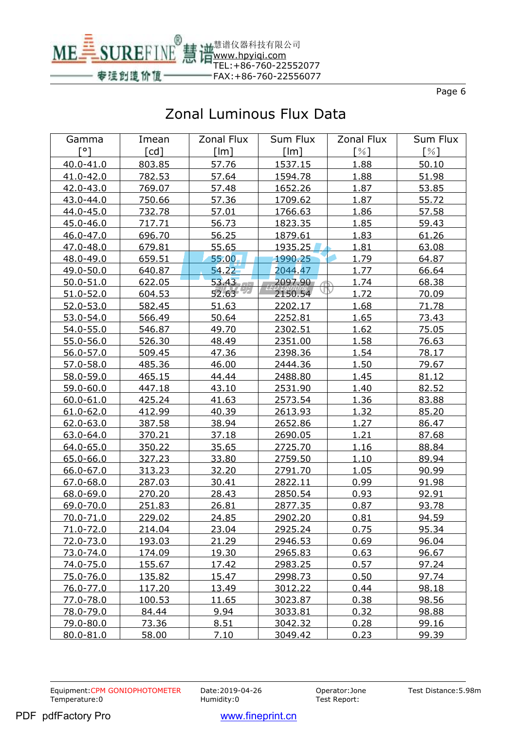# Zonal Luminous Flux Data

| Gamma [°] | Imean [cd] | Zonal Flux [lm] | Sum Flux [lm] | Zonal Flux [%] | Sum Flux [%] |
|---|---|---|---|---|---|
| 40.0-41.0 | 803.85 | 57.76 | 1537.15 | 1.88 | 50.10 |
| 41.0-42.0 | 782.53 | 57.64 | 1594.78 | 1.88 | 51.98 |
| 42.0-43.0 | 769.07 | 57.48 | 1652.26 | 1.87 | 53.85 |
| 43.0-44.0 | 750.66 | 57.36 | 1709.62 | 1.87 | 55.72 |
| 44.0-45.0 | 732.78 | 57.01 | 1766.63 | 1.86 | 57.58 |
| 45.0-46.0 | 717.71 | 56.73 | 1823.35 | 1.85 | 59.43 |
| 46.0-47.0 | 696.70 | 56.25 | 1879.61 | 1.83 | 61.26 |
| 47.0-48.0 | 679.81 | 55.65 | 1935.25 | 1.81 | 63.08 |
| 48.0-49.0 | 659.51 | 55.00 | 1990.25 | 1.79 | 64.87 |
| 49.0-50.0 | 640.87 | 54.22 | 2044.47 | 1.77 | 66.64 |
| 50.0-51.0 | 622.05 | 53.43 | 2097.90 | 1.74 | 68.38 |
| 51.0-52.0 | 604.53 | 52.63 | 2150.54 | 1.72 | 70.09 |
| 52.0-53.0 | 582.45 | 51.63 | 2202.17 | 1.68 | 71.78 |
| 53.0-54.0 | 566.49 | 50.64 | 2252.81 | 1.65 | 73.43 |
| 54.0-55.0 | 546.87 | 49.70 | 2302.51 | 1.62 | 75.05 |
| 55.0-56.0 | 526.30 | 48.49 | 2351.00 | 1.58 | 76.63 |
| 56.0-57.0 | 509.45 | 47.36 | 2398.36 | 1.54 | 78.17 |
| 57.0-58.0 | 485.36 | 46.00 | 2444.36 | 1.50 | 79.67 |
| 58.0-59.0 | 465.15 | 44.44 | 2488.80 | 1.45 | 81.12 |
| 59.0-60.0 | 447.18 | 43.10 | 2531.90 | 1.40 | 82.52 |
| 60.0-61.0 | 425.24 | 41.63 | 2573.54 | 1.36 | 83.88 |
| 61.0-62.0 | 412.99 | 40.39 | 2613.93 | 1.32 | 85.20 |
| 62.0-63.0 | 387.58 | 38.94 | 2652.86 | 1.27 | 86.47 |
| 63.0-64.0 | 370.21 | 37.18 | 2690.05 | 1.21 | 87.68 |
| 64.0-65.0 | 350.22 | 35.65 | 2725.70 | 1.16 | 88.84 |
| 65.0-66.0 | 327.23 | 33.80 | 2759.50 | 1.10 | 89.94 |
| 66.0-67.0 | 313.23 | 32.20 | 2791.70 | 1.05 | 90.99 |
| 67.0-68.0 | 287.03 | 30.41 | 2822.11 | 0.99 | 91.98 |
| 68.0-69.0 | 270.20 | 28.43 | 2850.54 | 0.93 | 92.91 |
| 69.0-70.0 | 251.83 | 26.81 | 2877.35 | 0.87 | 93.78 |
| 70.0-71.0 | 229.02 | 24.85 | 2902.20 | 0.81 | 94.59 |
| 71.0-72.0 | 214.04 | 23.04 | 2925.24 | 0.75 | 95.34 |
| 72.0-73.0 | 193.03 | 21.29 | 2946.53 | 0.69 | 96.04 |
| 73.0-74.0 | 174.09 | 19.30 | 2965.83 | 0.63 | 96.67 |
| 74.0-75.0 | 155.67 | 17.42 | 2983.25 | 0.57 | 97.24 |
| 75.0-76.0 | 135.82 | 15.47 | 2998.73 | 0.50 | 97.74 |
| 76.0-77.0 | 117.20 | 13.49 | 3012.22 | 0.44 | 98.18 |
| 77.0-78.0 | 100.53 | 11.65 | 3023.87 | 0.38 | 98.56 |
| 78.0-79.0 | 84.44 | 9.94 | 3033.81 | 0.32 | 98.88 |
| 79.0-80.0 | 73.36 | 8.51 | 3042.32 | 0.28 | 99.16 |
| 80.0-81.0 | 58.00 | 7.10 | 3049.42 | 0.23 | 99.39 |

Equipment: CPM GONIOPHOTOMETER　Date:2019-04-26　Operator:Jone　Test Distance:5.98m
Temperature:0　Humidity:0　Test Report: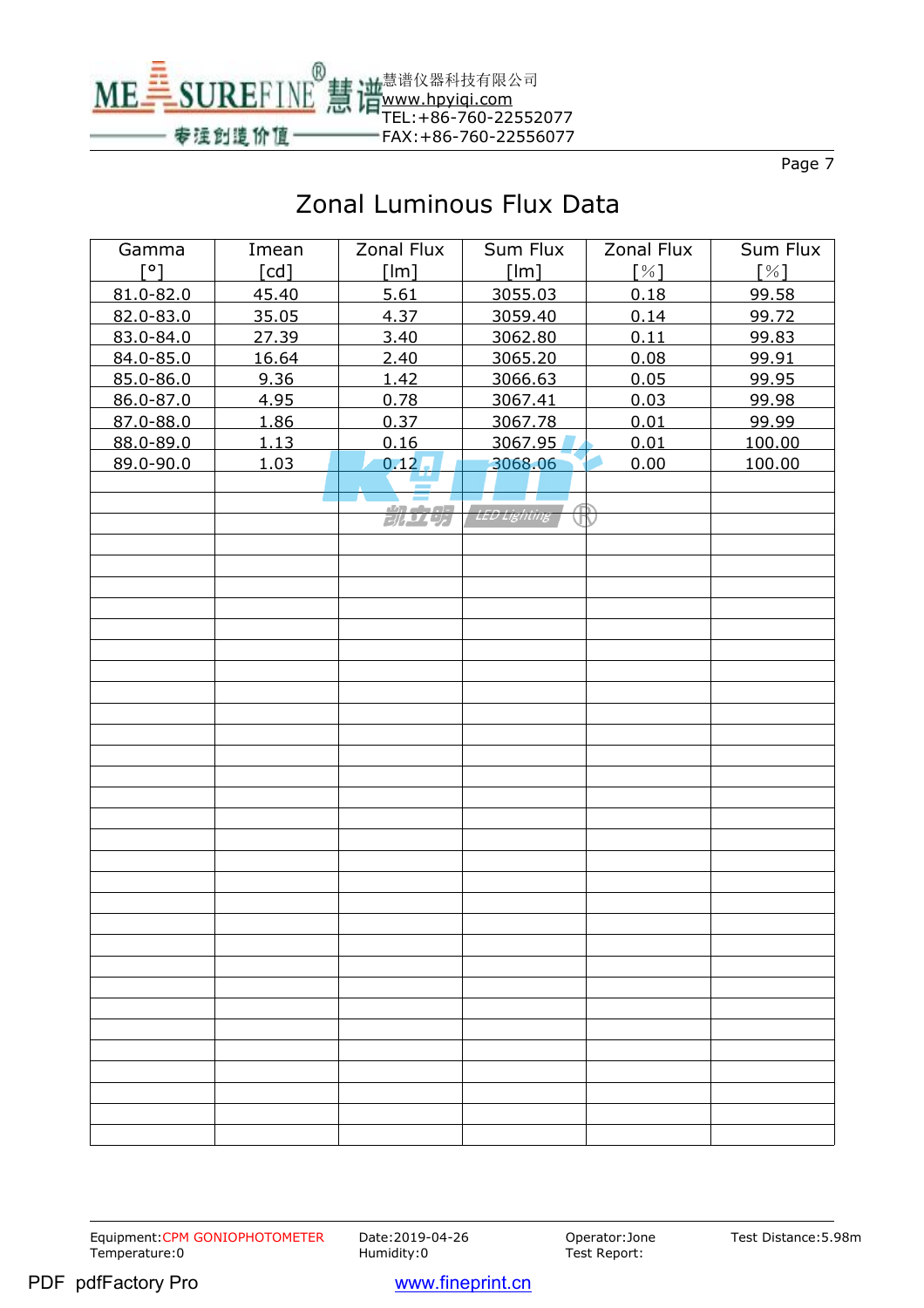# Zonal Luminous Flux Data

| Gamma [°] | Imean [cd] | Zonal Flux [lm] | Sum Flux [lm] | Zonal Flux [%] | Sum Flux [%] |
|---|---|---|---|---|---|
| 81.0-82.0 | 45.40 | 5.61 | 3055.03 | 0.18 | 99.58 |
| 82.0-83.0 | 35.05 | 4.37 | 3059.40 | 0.14 | 99.72 |
| 83.0-84.0 | 27.39 | 3.40 | 3062.80 | 0.11 | 99.83 |
| 84.0-85.0 | 16.64 | 2.40 | 3065.20 | 0.08 | 99.91 |
| 85.0-86.0 | 9.36 | 1.42 | 3066.63 | 0.05 | 99.95 |
| 86.0-87.0 | 4.95 | 0.78 | 3067.41 | 0.03 | 99.98 |
| 87.0-88.0 | 1.86 | 0.37 | 3067.78 | 0.01 | 99.99 |
| 88.0-89.0 | 1.13 | 0.16 | 3067.95 | 0.01 | 100.00 |
| 89.0-90.0 | 1.03 | 0.12 | 3068.06 | 0.00 | 100.00 |

Equipment:CPM GONIOPHOTOMETER  Date:2019-04-26  Operator:Jone  Test Distance:5.98m
Temperature:0  Humidity:0  Test Report: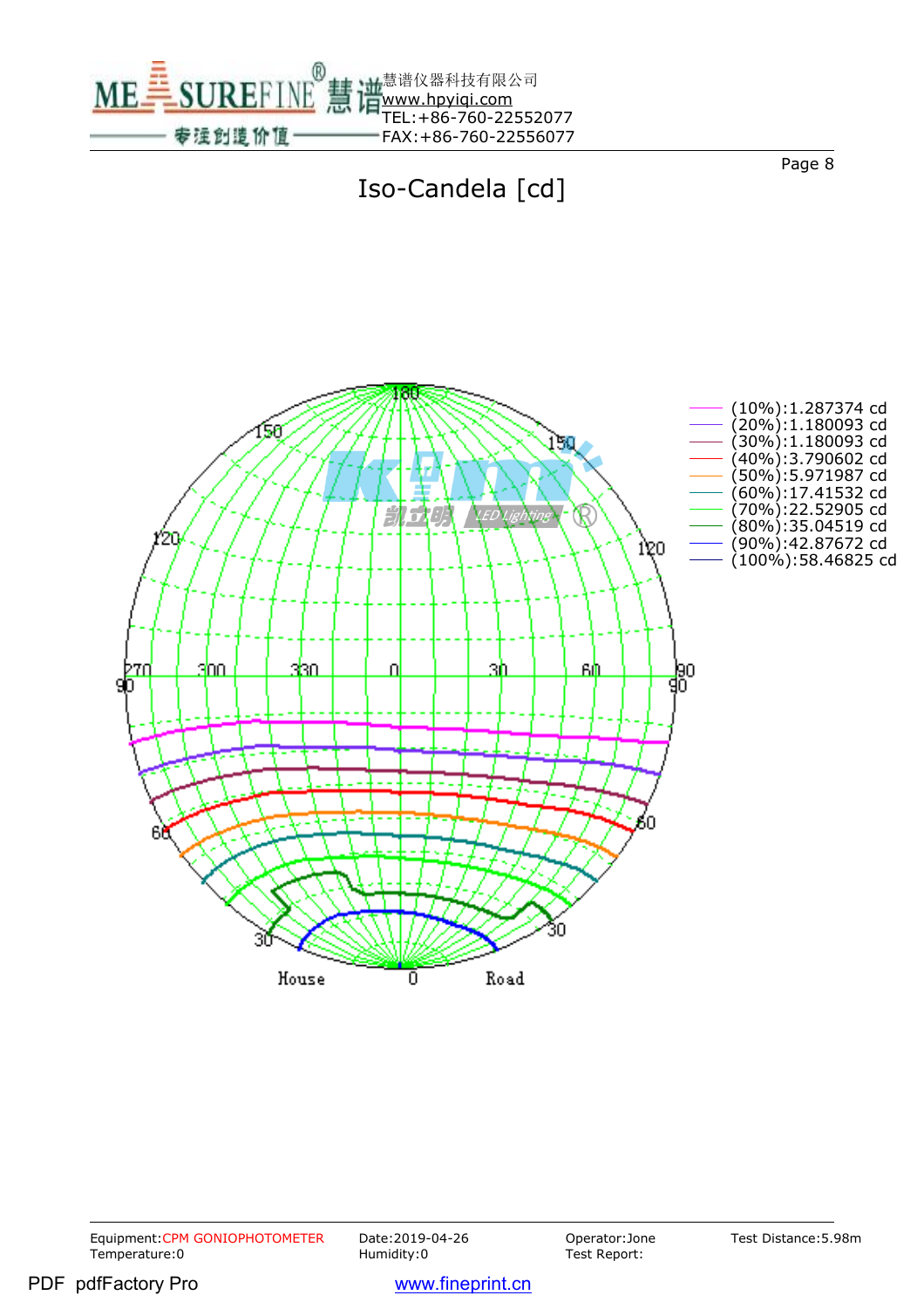# Iso-Candela [cd]

- (10%):1.287374 cd
- (20%):1.180093 cd
- (30%):1.180093 cd
- (40%):3.790602 cd
- (50%):5.971987 cd
- (60%):17.41532 cd
- (70%):22.52905 cd
- (80%):35.04519 cd
- (90%):42.87672 cd
- (100%):58.46825 cd

House 0 Road

Equipment:CPM GONIOPHOTOMETER
Temperature:0

Date:2019-04-26
Humidity:0

Operator:Jone
Test Report:

Test Distance:5.98m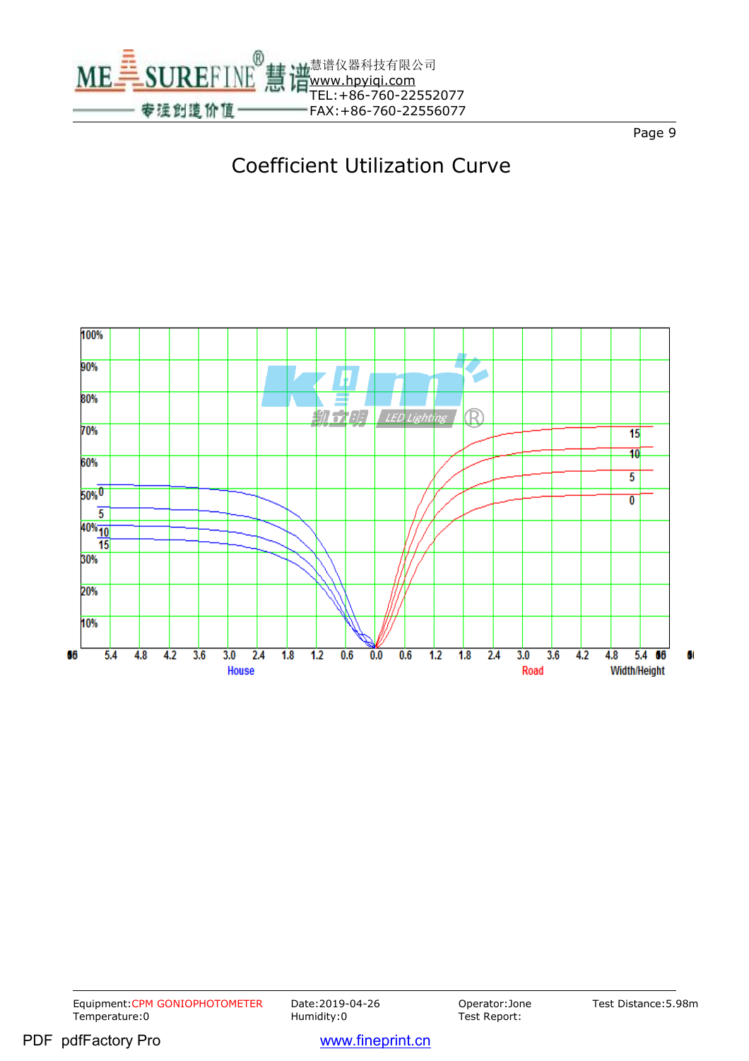# Coefficient Utilization Curve

100%
90%
80%
70%
60%
50%
40%
30%
20%
10%

House: 0, 5, 10, 15

Road: 15, 10, 5, 0

5.4 4.8 4.2 3.6 3.0 2.4 1.8 1.2 0.6 0.0 0.6 1.2 1.8 2.4 3.0 3.6 4.2 4.8 5.4

House — Road — Width/Height

Equipment:CPM GONIOPHOTOMETER | Date:2019-04-26 | Operator:Jone | Test Distance:5.98m

Temperature:0 | Humidity:0 | Test Report: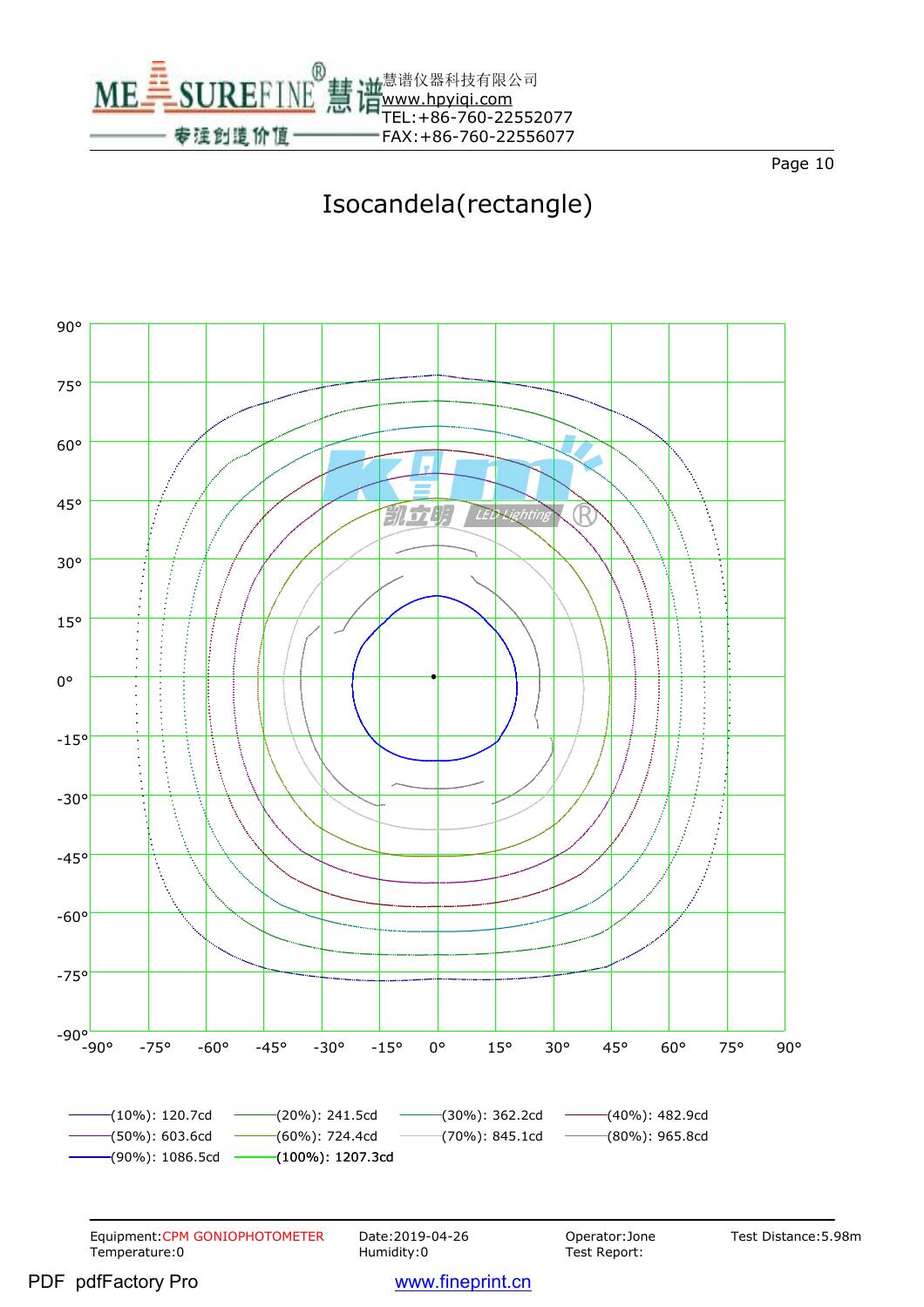# Isocandela(rectangle)

(10%): 120.7cd
(20%): 241.5cd
(30%): 362.2cd
(40%): 482.9cd
(50%): 603.6cd
(60%): 724.4cd
(70%): 845.1cd
(80%): 965.8cd
(90%): 1086.5cd
(100%): 1207.3cd

| Equipment:CPM GONIOPHOTOMETER | Date:2019-04-26 | Operator:Jone | Test Distance:5.98m |
|---|---|---|---|
| Temperature:0 | Humidity:0 | Test Report: | |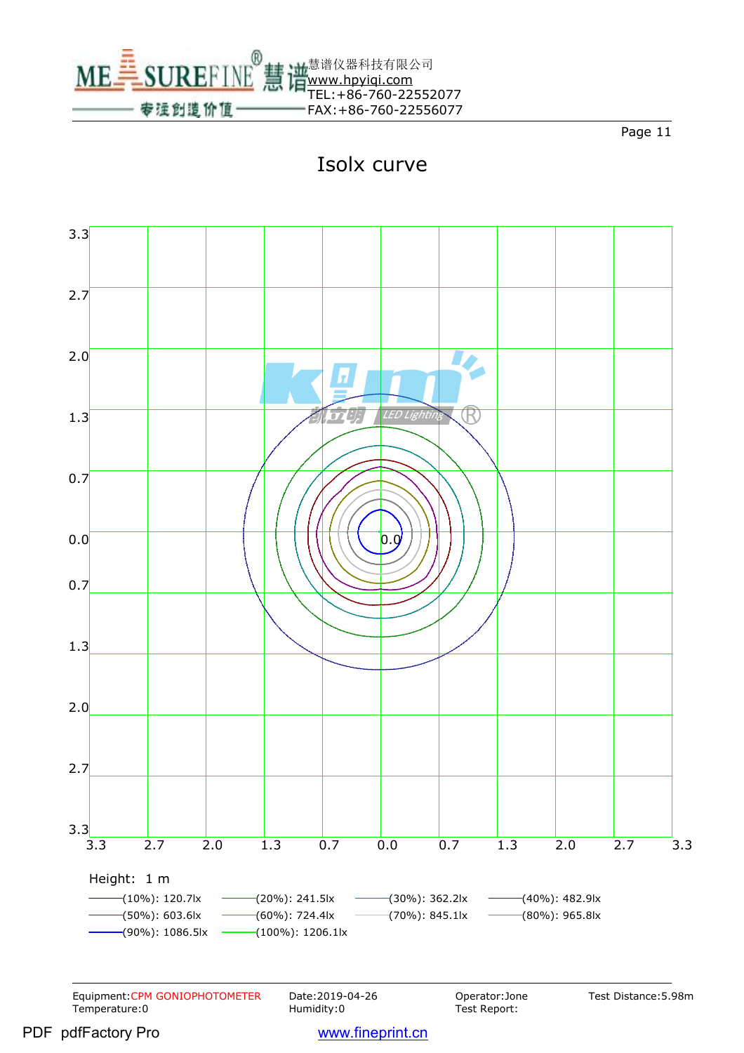# Isolx curve

Height: 1 m

(10%): 120.7lx
(20%): 241.5lx
(30%): 362.2lx
(40%): 482.9lx
(50%): 603.6lx
(60%): 724.4lx
(70%): 845.1lx
(80%): 965.8lx
(90%): 1086.5lx
(100%): 1206.1lx

Equipment:CPM GONIOPHOTOMETER
Temperature:0
Date:2019-04-26
Humidity:0
Operator:Jone
Test Report:
Test Distance:5.98m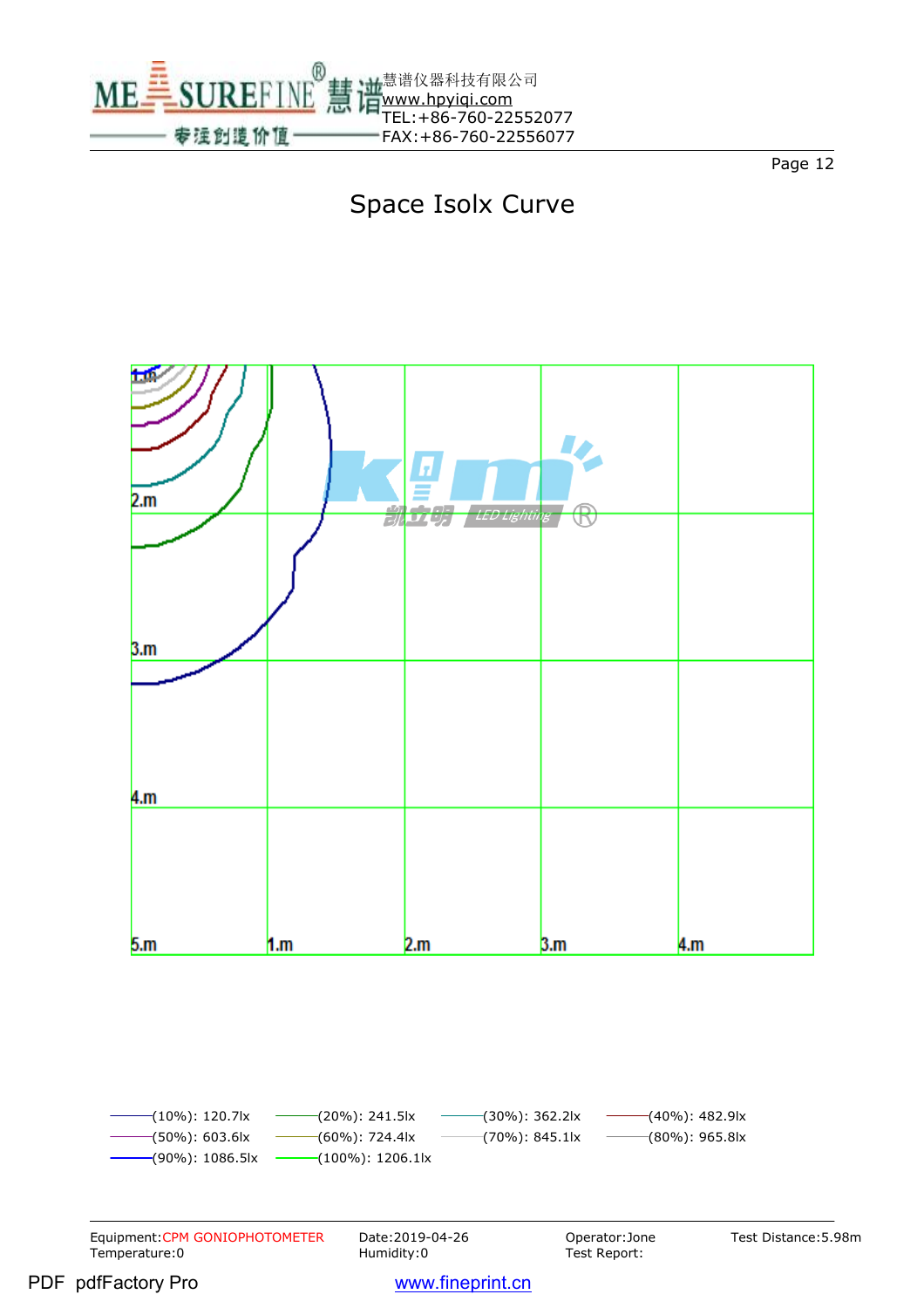# Space Isolx Curve

1.m

2.m

3.m

4.m

5.m 1.m 2.m 3.m 4.m

(10%): 120.7lx (20%): 241.5lx (30%): 362.2lx (40%): 482.9lx
(50%): 603.6lx (60%): 724.4lx (70%): 845.1lx (80%): 965.8lx
(90%): 1086.5lx (100%): 1206.1lx

Equipment:CPM GONIOPHOTOMETER Date:2019-04-26 Operator:Jone Test Distance:5.98m
Temperature:0 Humidity:0 Test Report: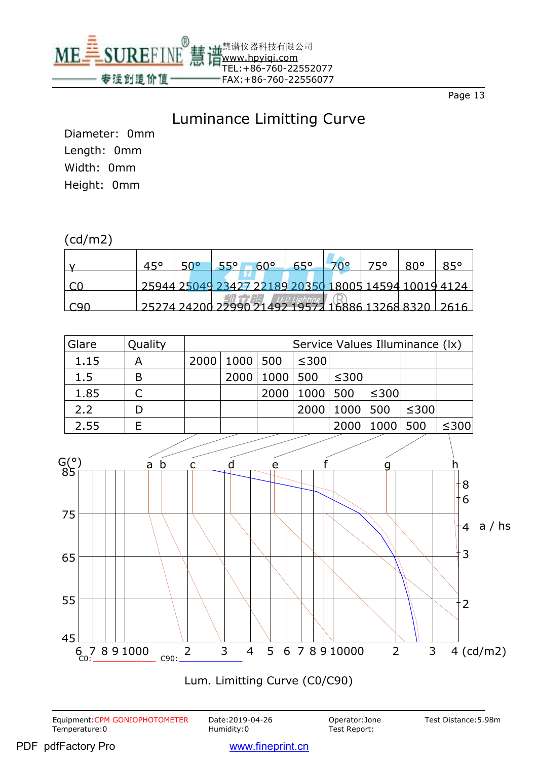# Luminance Limitting Curve

Diameter: 0mm

Length: 0mm

Width: 0mm

Height: 0mm

(cd/m2)

| γ | 45° | 50° | 55° | 60° | 65° | 70° | 75° | 80° | 85° |
|---|---|---|---|---|---|---|---|---|---|
| C0 | 25944 | 25049 | 23427 | 22189 | 20350 | 18005 | 14594 | 10019 | 4124 |
| C90 | 25274 | 24200 | 22990 | 21492 | 19572 | 16886 | 13268 | 8320 | 2616 |

| Glare | Quality | Service Values Illuminance (lx) | | | | | | | |
|---|---|---|---|---|---|---|---|---|---|
| 1.15 | A | 2000 | 1000 | 500 | ≤300 | | | | |
| 1.5 | B | | 2000 | 1000 | 500 | ≤300 | | | |
| 1.85 | C | | | 2000 | 1000 | 500 | ≤300 | | |
| 2.2 | D | | | | 2000 | 1000 | 500 | ≤300 | |
| 2.55 | E | | | | | 2000 | 1000 | 500 | ≤300 |

Lum. Limitting Curve (C0/C90)

Equipment: CPM GONIOPHOTOMETER | Date: 2019-04-26 | Operator: Jone | Test Distance: 5.98m

Temperature: 0 | Humidity: 0 | Test Report: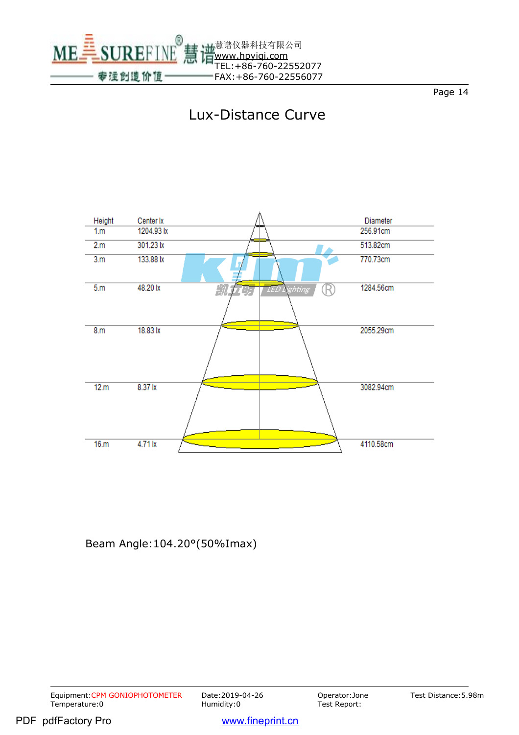# Lux-Distance Curve

| Height | Center lx | Diameter |
|---|---|---|
| 1.m | 1204.93 lx | 256.91cm |
| 2.m | 301.23 lx | 513.82cm |
| 3.m | 133.88 lx | 770.73cm |
| 5.m | 48.20 lx | 1284.56cm |
| 8.m | 18.83 lx | 2055.29cm |
| 12.m | 8.37 lx | 3082.94cm |
| 16.m | 4.71 lx | 4110.58cm |

Beam Angle:104.20°(50%Imax)

Equipment:CPM GONIOPHOTOMETER　Date:2019-04-26　Operator:Jone　Test Distance:5.98m
Temperature:0　Humidity:0　Test Report: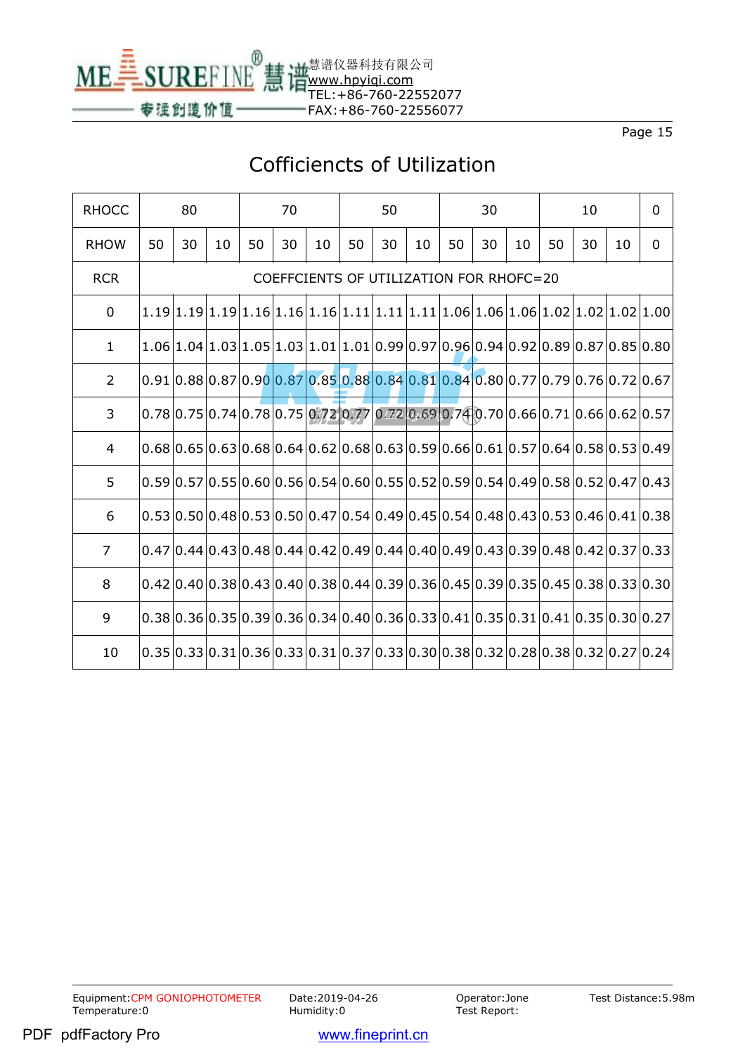# Cofficiencts of Utilization

| RHOCC | 80 | | | 70 | | | 50 | | | 30 | | | 10 | | | 0 |
|---|---|---|---|---|---|---|---|---|---|---|---|---|---|---|---|---|
| RHOW | 50 | 30 | 10 | 50 | 30 | 10 | 50 | 30 | 10 | 50 | 30 | 10 | 50 | 30 | 10 | 0 |
| RCR | COEFFCIENTS OF UTILIZATION FOR RHOFC=20 | | | | | | | | | | | | | | | |
| 0 | 1.19 | 1.19 | 1.19 | 1.16 | 1.16 | 1.16 | 1.11 | 1.11 | 1.11 | 1.06 | 1.06 | 1.06 | 1.02 | 1.02 | 1.02 | 1.00 |
| 1 | 1.06 | 1.04 | 1.03 | 1.05 | 1.03 | 1.01 | 1.01 | 0.99 | 0.97 | 0.96 | 0.94 | 0.92 | 0.89 | 0.87 | 0.85 | 0.80 |
| 2 | 0.91 | 0.88 | 0.87 | 0.90 | 0.87 | 0.85 | 0.88 | 0.84 | 0.81 | 0.84 | 0.80 | 0.77 | 0.79 | 0.76 | 0.72 | 0.67 |
| 3 | 0.78 | 0.75 | 0.74 | 0.78 | 0.75 | 0.72 | 0.77 | 0.72 | 0.69 | 0.74 | 0.70 | 0.66 | 0.71 | 0.66 | 0.62 | 0.57 |
| 4 | 0.68 | 0.65 | 0.63 | 0.68 | 0.64 | 0.62 | 0.68 | 0.63 | 0.59 | 0.66 | 0.61 | 0.57 | 0.64 | 0.58 | 0.53 | 0.49 |
| 5 | 0.59 | 0.57 | 0.55 | 0.60 | 0.56 | 0.54 | 0.60 | 0.55 | 0.52 | 0.59 | 0.54 | 0.49 | 0.58 | 0.52 | 0.47 | 0.43 |
| 6 | 0.53 | 0.50 | 0.48 | 0.53 | 0.50 | 0.47 | 0.54 | 0.49 | 0.45 | 0.54 | 0.48 | 0.43 | 0.53 | 0.46 | 0.41 | 0.38 |
| 7 | 0.47 | 0.44 | 0.43 | 0.48 | 0.44 | 0.42 | 0.49 | 0.44 | 0.40 | 0.49 | 0.43 | 0.39 | 0.48 | 0.42 | 0.37 | 0.33 |
| 8 | 0.42 | 0.40 | 0.38 | 0.43 | 0.40 | 0.38 | 0.44 | 0.39 | 0.36 | 0.45 | 0.39 | 0.35 | 0.45 | 0.38 | 0.33 | 0.30 |
| 9 | 0.38 | 0.36 | 0.35 | 0.39 | 0.36 | 0.34 | 0.40 | 0.36 | 0.33 | 0.41 | 0.35 | 0.31 | 0.41 | 0.35 | 0.30 | 0.27 |
| 10 | 0.35 | 0.33 | 0.31 | 0.36 | 0.33 | 0.31 | 0.37 | 0.33 | 0.30 | 0.38 | 0.32 | 0.28 | 0.38 | 0.32 | 0.27 | 0.24 |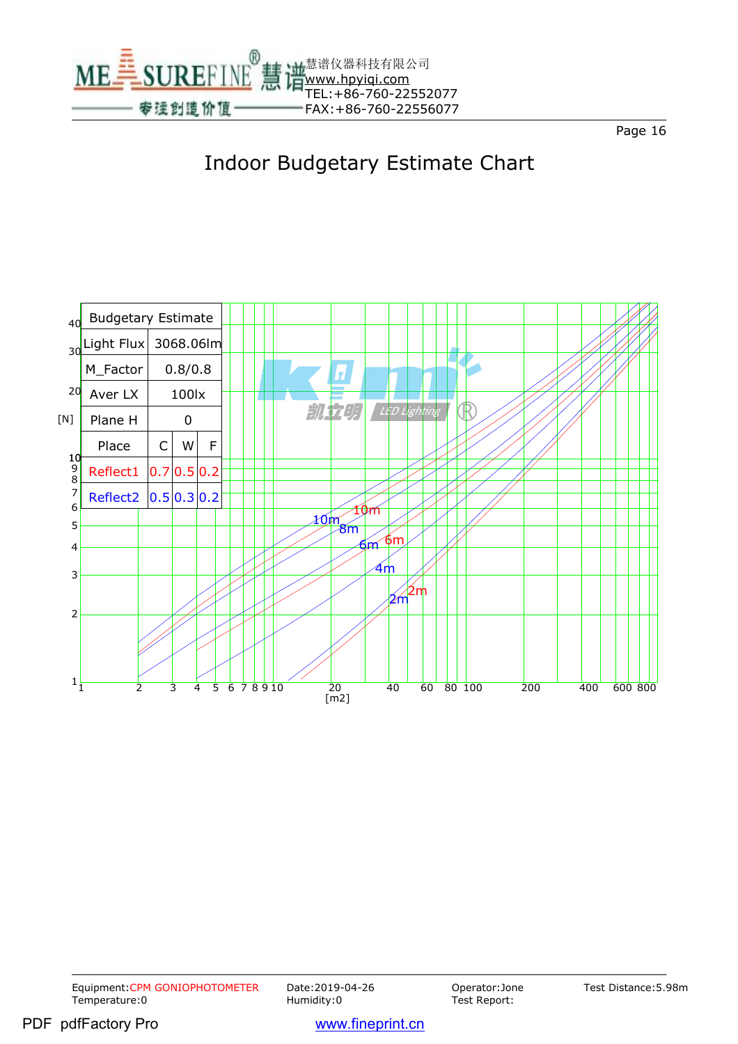# Indoor Budgetary Estimate Chart

| Budgetary Estimate | | | |
|---|---|---|---|
| Light Flux | 3068.06lm | | |
| M_Factor | 0.8/0.8 | | |
| Aver LX | 100lx | | |
| Plane H | 0 | | |
| Place | C | W | F |
| Reflect1 | 0.7 | 0.5 | 0.2 |
| Reflect2 | 0.5 | 0.3 | 0.2 |

[N]

[m2]

10m 10m 8m 6m 6m 4m 2m 2m

Equipment:CPM GONIOPHOTOMETER
Temperature:0

Date:2019-04-26
Humidity:0

Operator:Jone
Test Report:

Test Distance:5.98m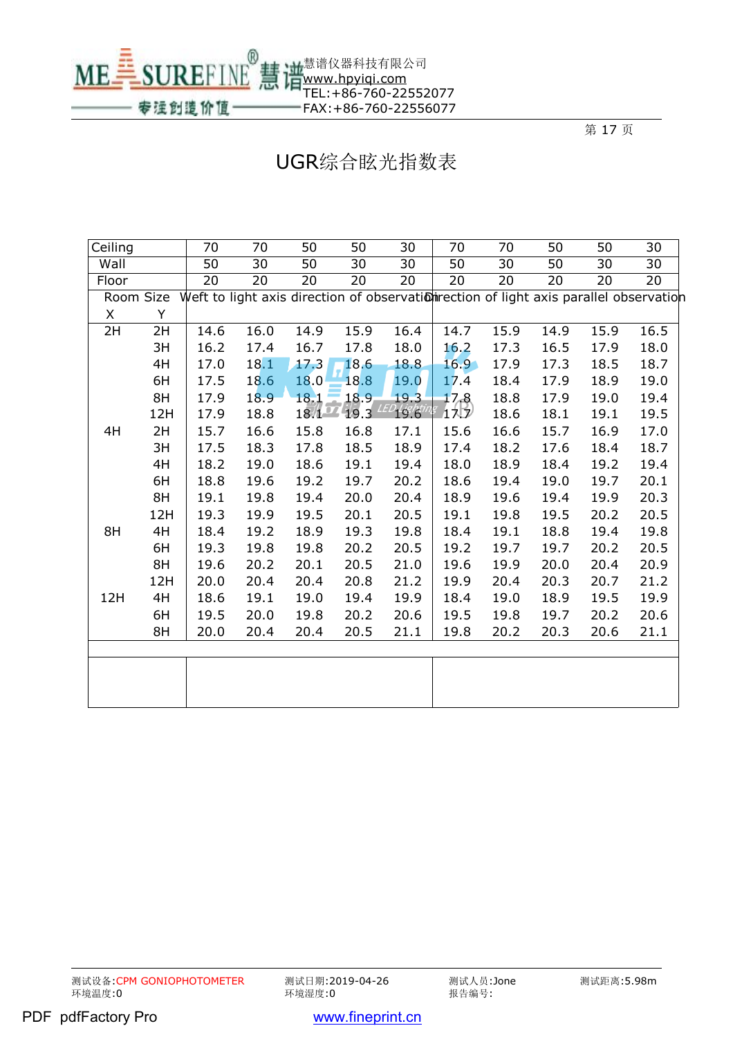# UGR综合眩光指数表

| Ceiling | | 70 | 70 | 50 | 50 | 30 | 70 | 70 | 50 | 50 | 30 |
|---|---|---|---|---|---|---|---|---|---|---|---|
| Wall | | 50 | 30 | 50 | 30 | 30 | 50 | 30 | 50 | 30 | 30 |
| Floor | | 20 | 20 | 20 | 20 | 20 | 20 | 20 | 20 | 20 | 20 |
| Room Size | | Weft to light axis direction of observation | | | | | Direction of light axis parallel observation | | | | |
| X | Y | | | | | | | | | | |
| 2H | 2H | 14.6 | 16.0 | 14.9 | 15.9 | 16.4 | 14.7 | 15.9 | 14.9 | 15.9 | 16.5 |
| | 3H | 16.2 | 17.4 | 16.7 | 17.8 | 18.0 | 16.2 | 17.3 | 16.5 | 17.9 | 18.0 |
| | 4H | 17.0 | 18.1 | 17.3 | 18.6 | 18.8 | 16.9 | 17.9 | 17.3 | 18.5 | 18.7 |
| | 6H | 17.5 | 18.6 | 18.0 | 18.8 | 19.0 | 17.4 | 18.4 | 17.9 | 18.9 | 19.0 |
| | 8H | 17.9 | 18.9 | 18.1 | 18.9 | 19.3 | 17.8 | 18.8 | 17.9 | 19.0 | 19.4 |
| | 12H | 17.9 | 18.8 | 18.1 | 19.3 | 19.6 | 17.7 | 18.6 | 18.1 | 19.1 | 19.5 |
| 4H | 2H | 15.7 | 16.6 | 15.8 | 16.8 | 17.1 | 15.6 | 16.6 | 15.7 | 16.9 | 17.0 |
| | 3H | 17.5 | 18.3 | 17.8 | 18.5 | 18.9 | 17.4 | 18.2 | 17.6 | 18.4 | 18.7 |
| | 4H | 18.2 | 19.0 | 18.6 | 19.1 | 19.4 | 18.0 | 18.9 | 18.4 | 19.2 | 19.4 |
| | 6H | 18.8 | 19.6 | 19.2 | 19.7 | 20.2 | 18.6 | 19.4 | 19.0 | 19.7 | 20.1 |
| | 8H | 19.1 | 19.8 | 19.4 | 20.0 | 20.4 | 18.9 | 19.6 | 19.4 | 19.9 | 20.3 |
| | 12H | 19.3 | 19.9 | 19.5 | 20.1 | 20.5 | 19.1 | 19.8 | 19.5 | 20.2 | 20.5 |
| 8H | 4H | 18.4 | 19.2 | 18.9 | 19.3 | 19.8 | 18.4 | 19.1 | 18.8 | 19.4 | 19.8 |
| | 6H | 19.3 | 19.8 | 19.8 | 20.2 | 20.5 | 19.2 | 19.7 | 19.7 | 20.2 | 20.5 |
| | 8H | 19.6 | 20.2 | 20.1 | 20.5 | 21.0 | 19.6 | 19.9 | 20.0 | 20.4 | 20.9 |
| | 12H | 20.0 | 20.4 | 20.4 | 20.8 | 21.2 | 19.9 | 20.4 | 20.3 | 20.7 | 21.2 |
| 12H | 4H | 18.6 | 19.1 | 19.0 | 19.4 | 19.9 | 18.4 | 19.0 | 18.9 | 19.5 | 19.9 |
| | 6H | 19.5 | 20.0 | 19.8 | 20.2 | 20.6 | 19.5 | 19.8 | 19.7 | 20.2 | 20.6 |
| | 8H | 20.0 | 20.4 | 20.4 | 20.5 | 21.1 | 19.8 | 20.2 | 20.3 | 20.6 | 21.1 |

测试设备:CPM GONIOPHOTOMETER 测试日期:2019-04-26 测试人员:Jone 测试距离:5.98m
环境温度:0 环境湿度:0 报告编号: